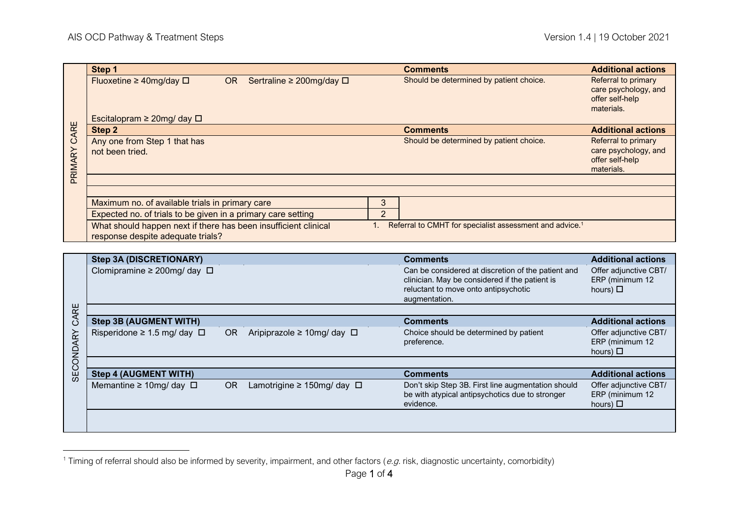## PRIMARY CARE

| Step 1 | | Comments | Additional actions |
|---|---|---|---|
| Fluoxetine ≥ 40mg/day ☐ OR Sertraline ≥ 200mg/day ☐<br><br>Escitalopram ≥ 20mg/ day ☐ | | Should be determined by patient choice. | Referral to primary care psychology, and offer self-help materials. |
| **Step 2** | | **Comments** | **Additional actions** |
| Any one from Step 1 that has not been tried. | | Should be determined by patient choice. | Referral to primary care psychology, and offer self-help materials. |
| | | | |
| | | | |
| Maximum no. of available trials in primary care | 3 | | |
| Expected no. of trials to be given in a primary care setting | 2 | | |
| What should happen next if there has been insufficient clinical response despite adequate trials? | 1. Referral to CMHT for specialist assessment and advice.[1] | | |

## SECONDARY CARE

| Step 3A (DISCRETIONARY) | Comments | Additional actions |
|---|---|---|
| Clomipramine ≥ 200mg/ day ☐ | Can be considered at discretion of the patient and clinician. May be considered if the patient is reluctant to move onto antipsychotic augmentation. | Offer adjunctive CBT/ ERP (minimum 12 hours) ☐ |
| | | |
| **Step 3B (AUGMENT WITH)** | **Comments** | **Additional actions** |
| Risperidone ≥ 1.5 mg/ day ☐ OR Aripiprazole ≥ 10mg/ day ☐ | Choice should be determined by patient preference. | Offer adjunctive CBT/ ERP (minimum 12 hours) ☐ |
| | | |
| **Step 4 (AUGMENT WITH)** | **Comments** | **Additional actions** |
| Memantine ≥ 10mg/ day ☐ OR Lamotrigine ≥ 150mg/ day ☐ | Don't skip Step 3B. First line augmentation should be with atypical antipsychotics due to stronger evidence. | Offer adjunctive CBT/ ERP (minimum 12 hours) ☐ |
| | | |

[1] Timing of referral should also be informed by severity, impairment, and other factors (*e.g.* risk, diagnostic uncertainty, comorbidity)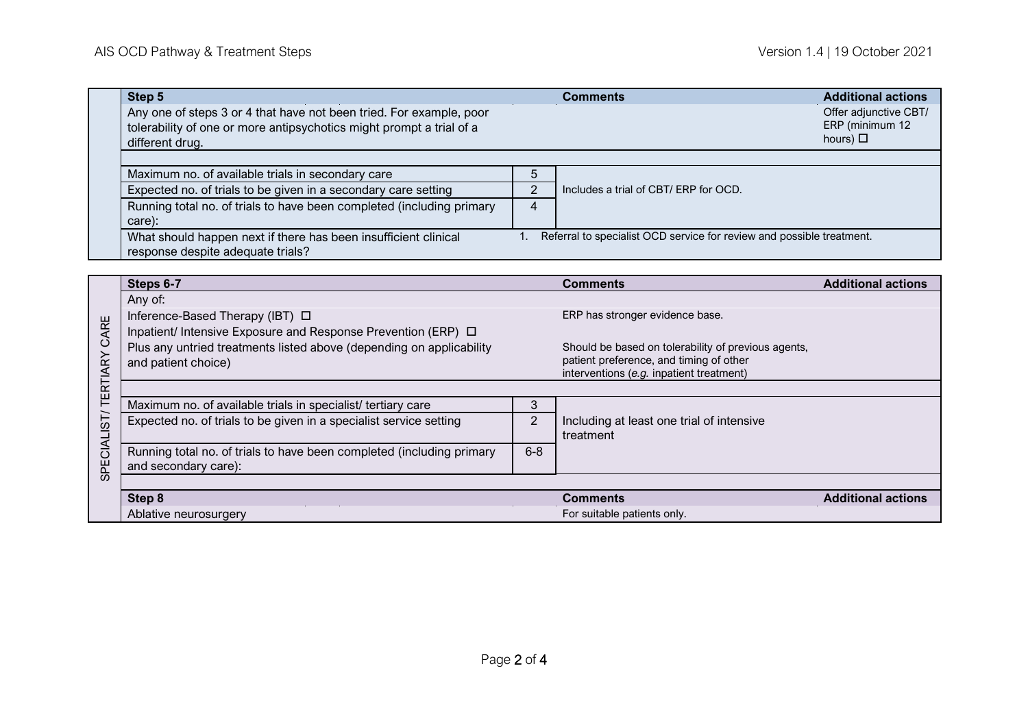| Step 5 | | Comments | Additional actions |
|---|---|---|---|
| Any one of steps 3 or 4 that have not been tried. For example, poor tolerability of one or more antipsychotics might prompt a trial of a different drug. | | | Offer adjunctive CBT/ ERP (minimum 12 hours) ☐ |
| | | | |
| Maximum no. of available trials in secondary care | 5 | Includes a trial of CBT/ ERP for OCD. | |
| Expected no. of trials to be given in a secondary care setting | 2 | | |
| Running total no. of trials to have been completed (including primary care): | 4 | | |
| What should happen next if there has been insufficient clinical response despite adequate trials? | 1. Referral to specialist OCD service for review and possible treatment. | | |

**SPECIALIST/ TERTIARY CARE**

| Steps 6-7 | | Comments | Additional actions |
|---|---|---|---|
| Any of: | | | |
| Inference-Based Therapy (IBT) ☐ | | ERP has stronger evidence base. | |
| Inpatient/ Intensive Exposure and Response Prevention (ERP) ☐ | | | |
| Plus any untried treatments listed above (depending on applicability and patient choice) | | Should be based on tolerability of previous agents, patient preference, and timing of other interventions (*e.g.* inpatient treatment) | |
| | | | |
| Maximum no. of available trials in specialist/ tertiary care | 3 | Including at least one trial of intensive treatment | |
| Expected no. of trials to be given in a specialist service setting | 2 | | |
| Running total no. of trials to have been completed (including primary and secondary care): | 6-8 | | |

| Step 8 | Comments | Additional actions |
|---|---|---|
| Ablative neurosurgery | For suitable patients only. | |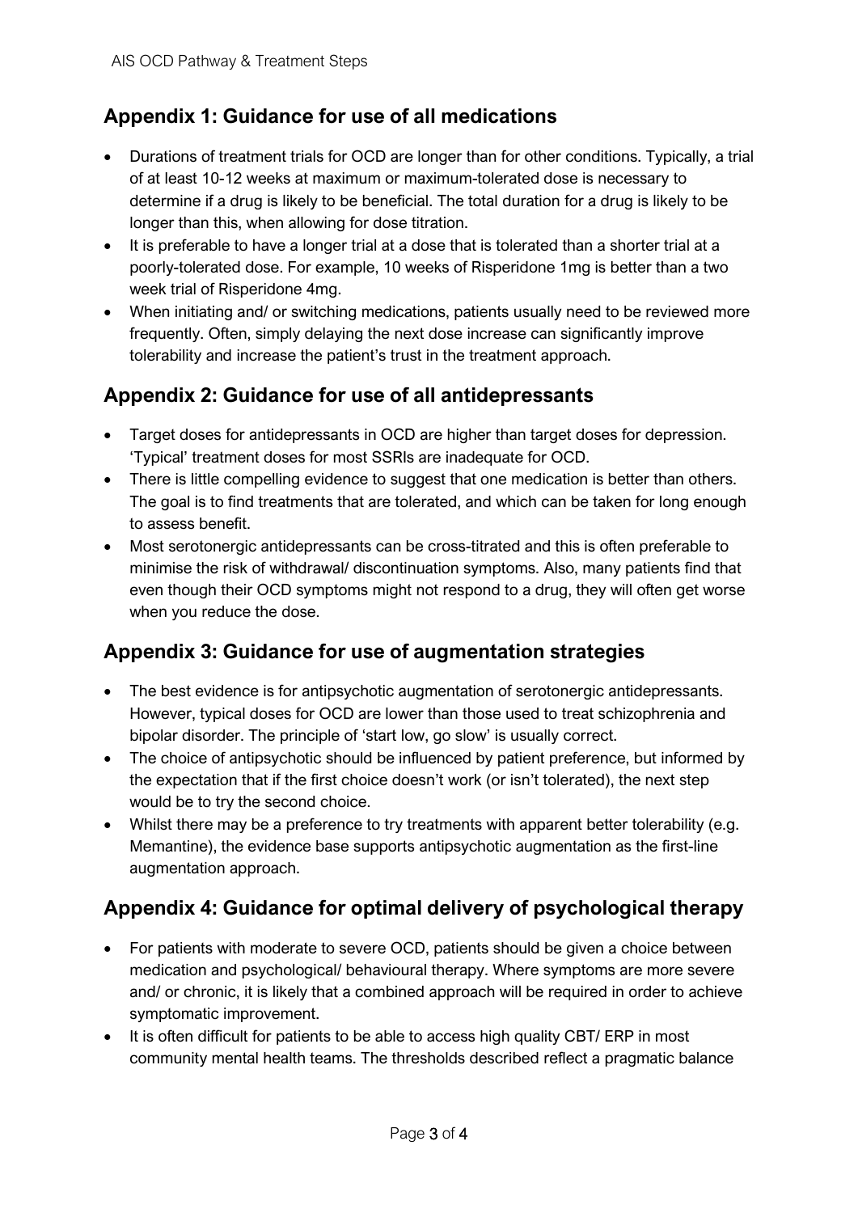## Appendix 1: Guidance for use of all medications

- Durations of treatment trials for OCD are longer than for other conditions. Typically, a trial of at least 10-12 weeks at maximum or maximum-tolerated dose is necessary to determine if a drug is likely to be beneficial. The total duration for a drug is likely to be longer than this, when allowing for dose titration.
- It is preferable to have a longer trial at a dose that is tolerated than a shorter trial at a poorly-tolerated dose. For example, 10 weeks of Risperidone 1mg is better than a two week trial of Risperidone 4mg.
- When initiating and/ or switching medications, patients usually need to be reviewed more frequently. Often, simply delaying the next dose increase can significantly improve tolerability and increase the patient's trust in the treatment approach.

## Appendix 2: Guidance for use of all antidepressants

- Target doses for antidepressants in OCD are higher than target doses for depression. 'Typical' treatment doses for most SSRIs are inadequate for OCD.
- There is little compelling evidence to suggest that one medication is better than others. The goal is to find treatments that are tolerated, and which can be taken for long enough to assess benefit.
- Most serotonergic antidepressants can be cross-titrated and this is often preferable to minimise the risk of withdrawal/ discontinuation symptoms. Also, many patients find that even though their OCD symptoms might not respond to a drug, they will often get worse when you reduce the dose.

## Appendix 3: Guidance for use of augmentation strategies

- The best evidence is for antipsychotic augmentation of serotonergic antidepressants. However, typical doses for OCD are lower than those used to treat schizophrenia and bipolar disorder. The principle of 'start low, go slow' is usually correct.
- The choice of antipsychotic should be influenced by patient preference, but informed by the expectation that if the first choice doesn't work (or isn't tolerated), the next step would be to try the second choice.
- Whilst there may be a preference to try treatments with apparent better tolerability (e.g. Memantine), the evidence base supports antipsychotic augmentation as the first-line augmentation approach.

## Appendix 4: Guidance for optimal delivery of psychological therapy

- For patients with moderate to severe OCD, patients should be given a choice between medication and psychological/ behavioural therapy. Where symptoms are more severe and/ or chronic, it is likely that a combined approach will be required in order to achieve symptomatic improvement.
- It is often difficult for patients to be able to access high quality CBT/ ERP in most community mental health teams. The thresholds described reflect a pragmatic balance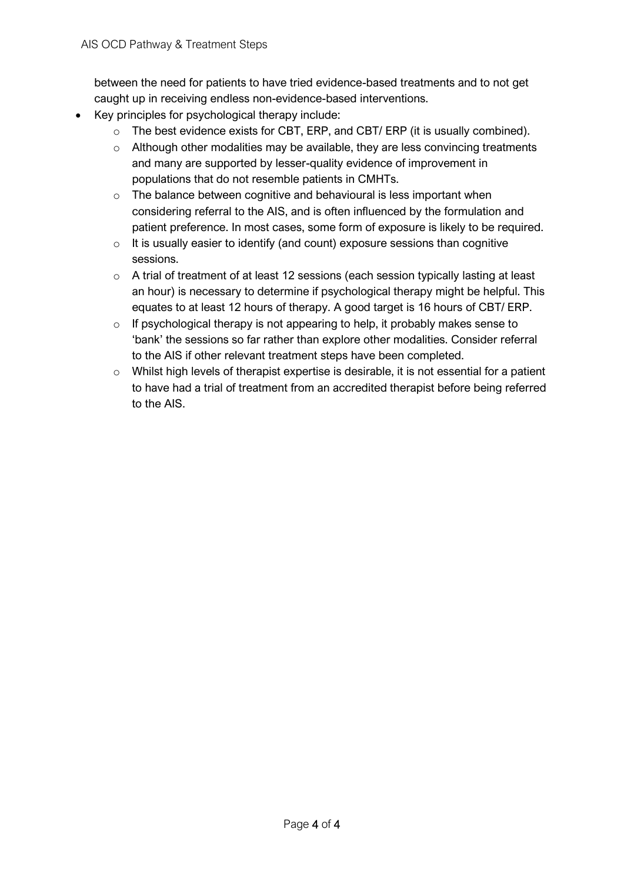between the need for patients to have tried evidence-based treatments and to not get caught up in receiving endless non-evidence-based interventions.

- Key principles for psychological therapy include:
  - The best evidence exists for CBT, ERP, and CBT/ ERP (it is usually combined).
  - Although other modalities may be available, they are less convincing treatments and many are supported by lesser-quality evidence of improvement in populations that do not resemble patients in CMHTs.
  - The balance between cognitive and behavioural is less important when considering referral to the AIS, and is often influenced by the formulation and patient preference. In most cases, some form of exposure is likely to be required.
  - It is usually easier to identify (and count) exposure sessions than cognitive sessions.
  - A trial of treatment of at least 12 sessions (each session typically lasting at least an hour) is necessary to determine if psychological therapy might be helpful. This equates to at least 12 hours of therapy. A good target is 16 hours of CBT/ ERP.
  - If psychological therapy is not appearing to help, it probably makes sense to 'bank' the sessions so far rather than explore other modalities. Consider referral to the AIS if other relevant treatment steps have been completed.
  - Whilst high levels of therapist expertise is desirable, it is not essential for a patient to have had a trial of treatment from an accredited therapist before being referred to the AIS.